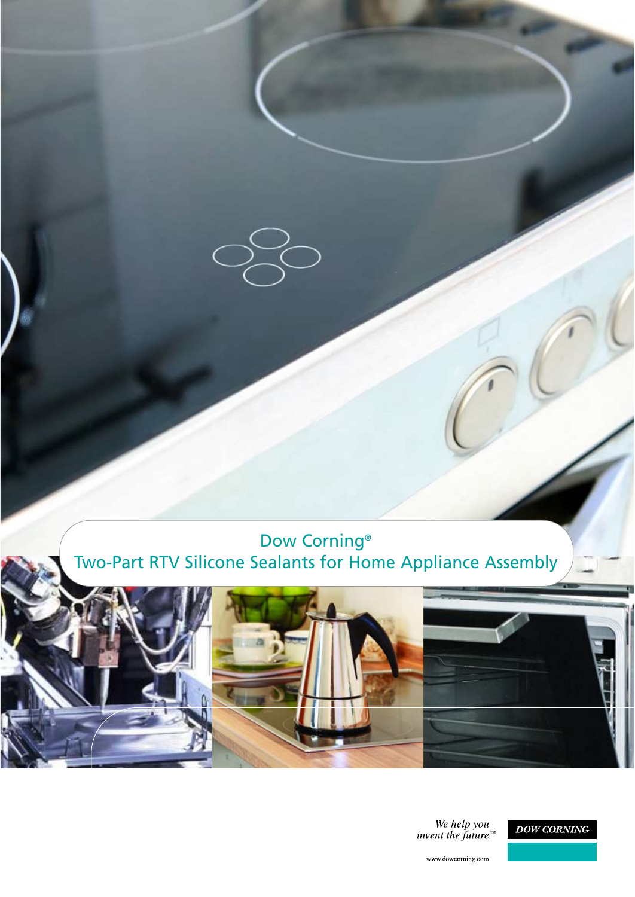# Dow Corning®
# Two-Part RTV Silicone Sealants for Home Appliance Assembly

*We help you invent the future.*™

DOW CORNING

www.dowcorning.com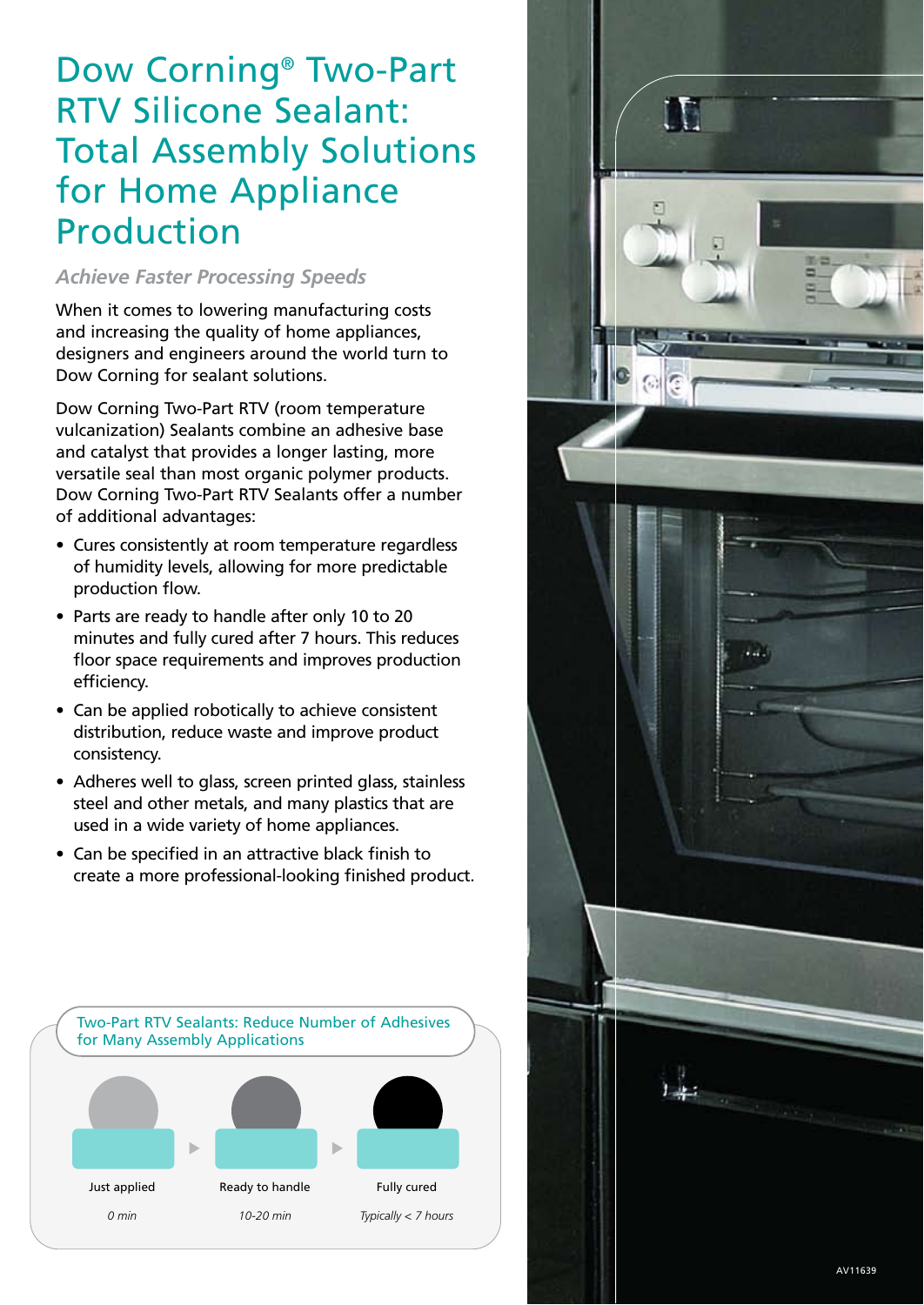# Dow Corning® Two-Part RTV Silicone Sealant: Total Assembly Solutions for Home Appliance Production

### *Achieve Faster Processing Speeds*

When it comes to lowering manufacturing costs and increasing the quality of home appliances, designers and engineers around the world turn to Dow Corning for sealant solutions.

Dow Corning Two-Part RTV (room temperature vulcanization) Sealants combine an adhesive base and catalyst that provides a longer lasting, more versatile seal than most organic polymer products. Dow Corning Two-Part RTV Sealants offer a number of additional advantages:

- Cures consistently at room temperature regardless of humidity levels, allowing for more predictable production flow.
- Parts are ready to handle after only 10 to 20 minutes and fully cured after 7 hours. This reduces floor space requirements and improves production efficiency.
- Can be applied robotically to achieve consistent distribution, reduce waste and improve product consistency.
- Adheres well to glass, screen printed glass, stainless steel and other metals, and many plastics that are used in a wide variety of home appliances.
- Can be specified in an attractive black finish to create a more professional-looking finished product.

Two-Part RTV Sealants: Reduce Number of Adhesives for Many Assembly Applications

Just applied
*0 min*

Ready to handle
*10-20 min*

Fully cured
*Typically < 7 hours*

AV11639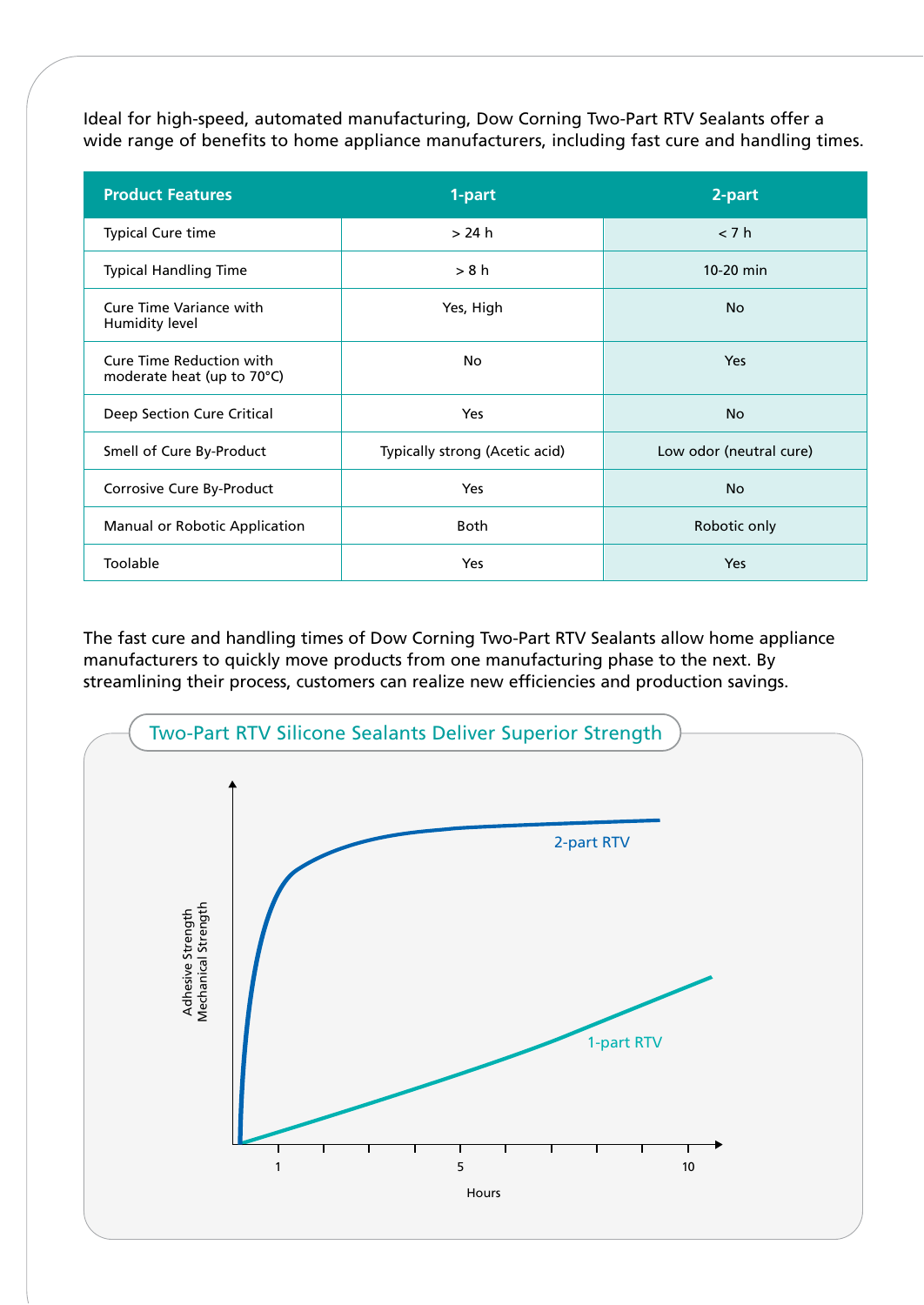Ideal for high-speed, automated manufacturing, Dow Corning Two-Part RTV Sealants offer a wide range of benefits to home appliance manufacturers, including fast cure and handling times.

| Product Features | 1-part | 2-part |
|---|---|---|
| Typical Cure time | > 24 h | < 7 h |
| Typical Handling Time | > 8 h | 10-20 min |
| Cure Time Variance with Humidity level | Yes, High | No |
| Cure Time Reduction with moderate heat (up to 70°C) | No | Yes |
| Deep Section Cure Critical | Yes | No |
| Smell of Cure By-Product | Typically strong (Acetic acid) | Low odor (neutral cure) |
| Corrosive Cure By-Product | Yes | No |
| Manual or Robotic Application | Both | Robotic only |
| Toolable | Yes | Yes |

The fast cure and handling times of Dow Corning Two-Part RTV Sealants allow home appliance manufacturers to quickly move products from one manufacturing phase to the next. By streamlining their process, customers can realize new efficiencies and production savings.

## Two-Part RTV Silicone Sealants Deliver Superior Strength

Adhesive Strength
Mechanical Strength

2-part RTV

1-part RTV

1

5

10

Hours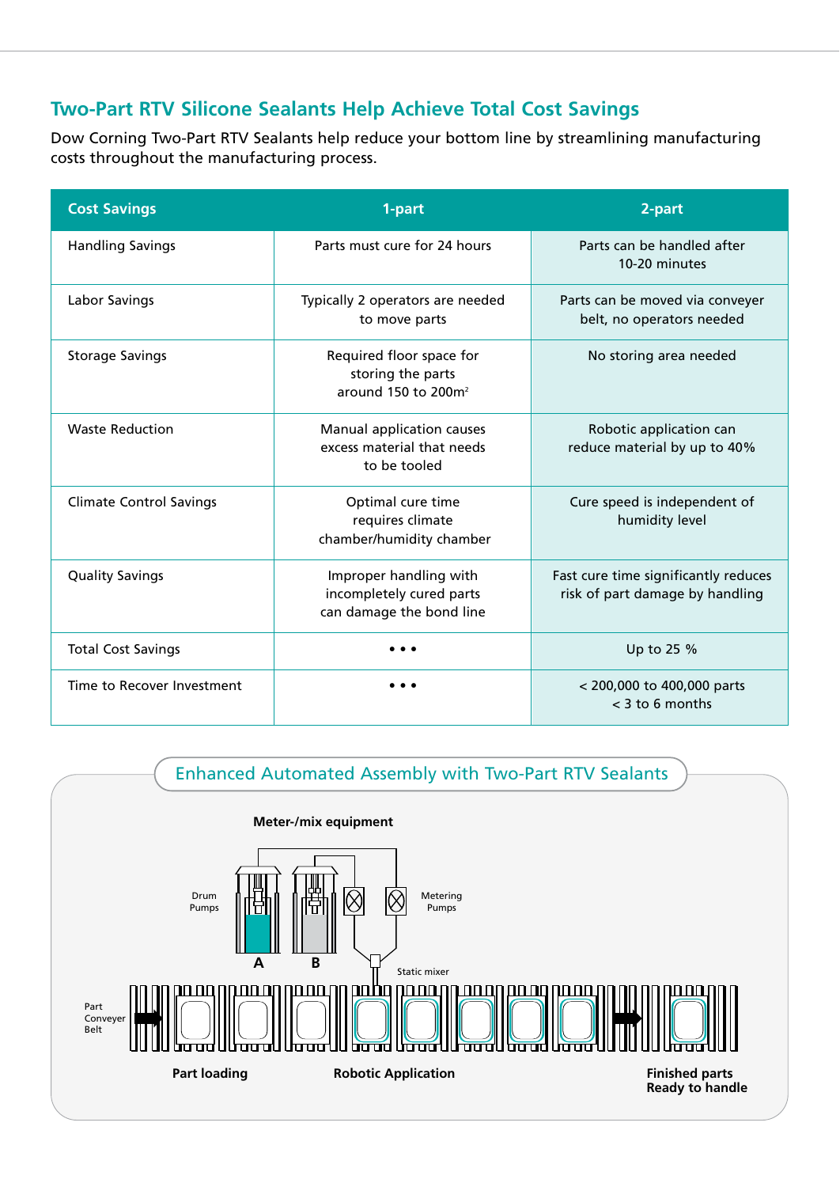## Two-Part RTV Silicone Sealants Help Achieve Total Cost Savings

Dow Corning Two-Part RTV Sealants help reduce your bottom line by streamlining manufacturing costs throughout the manufacturing process.

| Cost Savings | 1-part | 2-part |
|---|---|---|
| Handling Savings | Parts must cure for 24 hours | Parts can be handled after 10-20 minutes |
| Labor Savings | Typically 2 operators are needed to move parts | Parts can be moved via conveyer belt, no operators needed |
| Storage Savings | Required floor space for storing the parts around 150 to 200m$^2$ | No storing area needed |
| Waste Reduction | Manual application causes excess material that needs to be tooled | Robotic application can reduce material by up to 40% |
| Climate Control Savings | Optimal cure time requires climate chamber/humidity chamber | Cure speed is independent of humidity level |
| Quality Savings | Improper handling with incompletely cured parts can damage the bond line | Fast cure time significantly reduces risk of part damage by handling |
| Total Cost Savings | • • • | Up to 25 % |
| Time to Recover Investment | • • • | < 200,000 to 400,000 parts < 3 to 6 months |

### Enhanced Automated Assembly with Two-Part RTV Sealants

Meter-/mix equipment

Drum Pumps

A

B

Metering Pumps

Static mixer

Part Conveyer Belt

Part loading

Robotic Application

Finished parts Ready to handle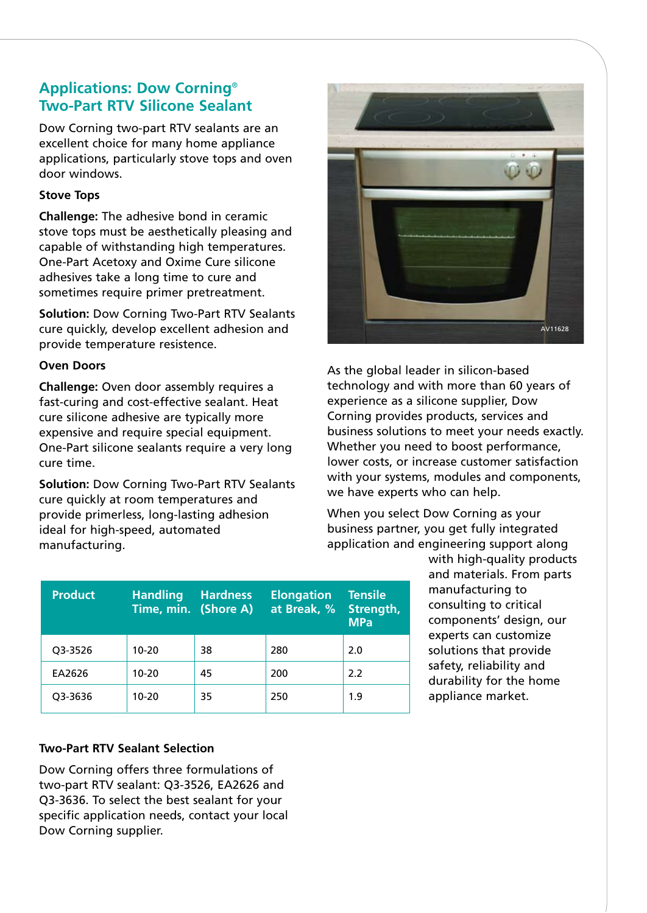## Applications: Dow Corning® Two-Part RTV Silicone Sealant

Dow Corning two-part RTV sealants are an excellent choice for many home appliance applications, particularly stove tops and oven door windows.

### Stove Tops

**Challenge:** The adhesive bond in ceramic stove tops must be aesthetically pleasing and capable of withstanding high temperatures. One-Part Acetoxy and Oxime Cure silicone adhesives take a long time to cure and sometimes require primer pretreatment.

**Solution:** Dow Corning Two-Part RTV Sealants cure quickly, develop excellent adhesion and provide temperature resistence.

### Oven Doors

**Challenge:** Oven door assembly requires a fast-curing and cost-effective sealant. Heat cure silicone adhesive are typically more expensive and require special equipment. One-Part silicone sealants require a very long cure time.

**Solution:** Dow Corning Two-Part RTV Sealants cure quickly at room temperatures and provide primerless, long-lasting adhesion ideal for high-speed, automated manufacturing.

AV11628

As the global leader in silicon-based technology and with more than 60 years of experience as a silicone supplier, Dow Corning provides products, services and business solutions to meet your needs exactly. Whether you need to boost performance, lower costs, or increase customer satisfaction with your systems, modules and components, we have experts who can help.

When you select Dow Corning as your business partner, you get fully integrated application and engineering support along with high-quality products and materials. From parts manufacturing to consulting to critical components' design, our experts can customize solutions that provide safety, reliability and durability for the home appliance market.

| Product | Handling Time, min. | Hardness (Shore A) | Elongation at Break, % | Tensile Strength, MPa |
|---|---|---|---|---|
| Q3-3526 | 10-20 | 38 | 280 | 2.0 |
| EA2626 | 10-20 | 45 | 200 | 2.2 |
| Q3-3636 | 10-20 | 35 | 250 | 1.9 |

### Two-Part RTV Sealant Selection

Dow Corning offers three formulations of two-part RTV sealant: Q3-3526, EA2626 and Q3-3636. To select the best sealant for your specific application needs, contact your local Dow Corning supplier.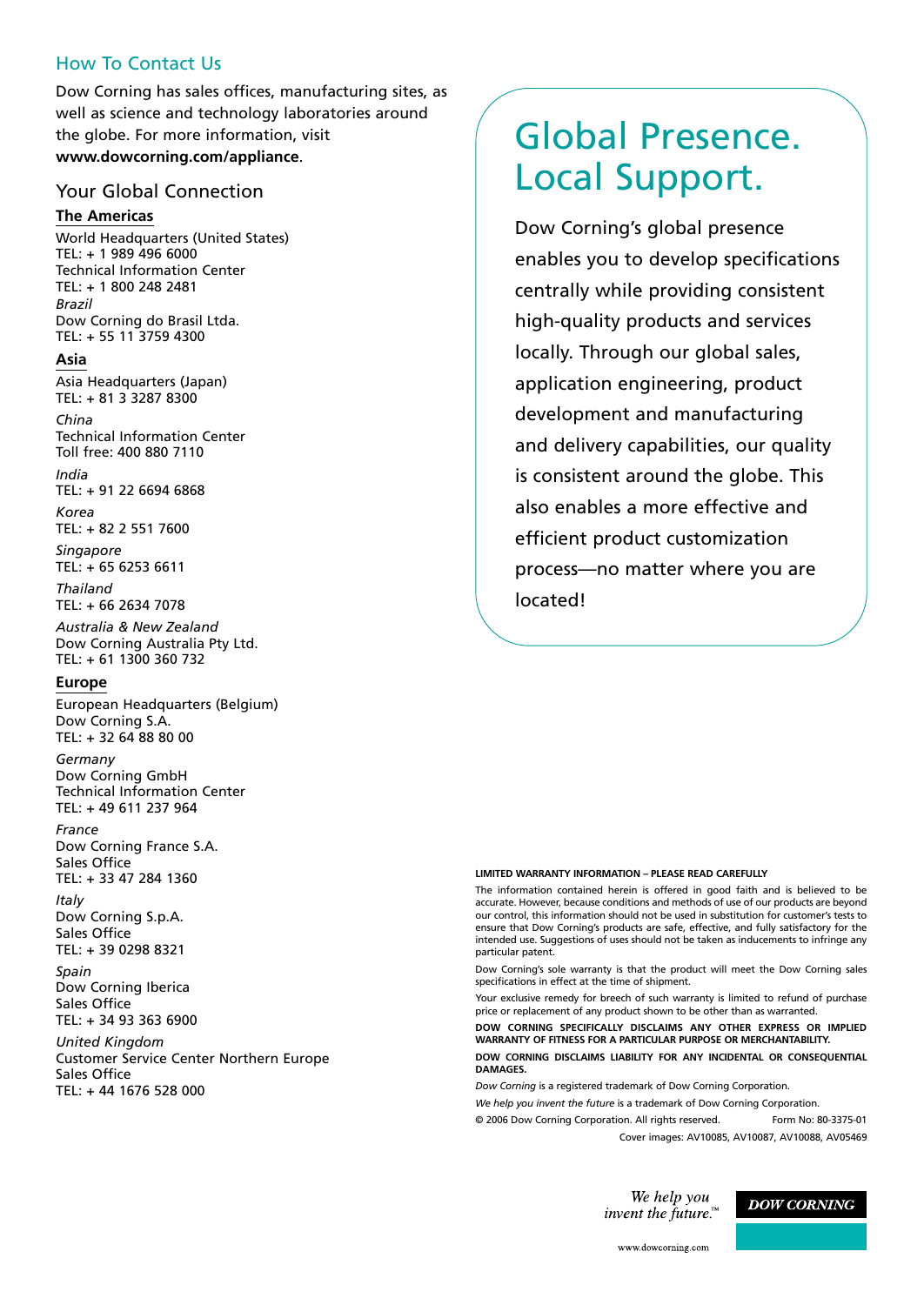## How To Contact Us

Dow Corning has sales offices, manufacturing sites, as well as science and technology laboratories around the globe. For more information, visit **www.dowcorning.com/appliance**.

### Your Global Connection

**The Americas**

World Headquarters (United States)
TEL: + 1 989 496 6000
Technical Information Center
TEL: + 1 800 248 2481
*Brazil*
Dow Corning do Brasil Ltda.
TEL: + 55 11 3759 4300

**Asia**

Asia Headquarters (Japan)
TEL: + 81 3 3287 8300

*China*
Technical Information Center
Toll free: 400 880 7110

*India*
TEL: + 91 22 6694 6868

*Korea*
TEL: + 82 2 551 7600

*Singapore*
TEL: + 65 6253 6611

*Thailand*
TEL: + 66 2634 7078

*Australia & New Zealand*
Dow Corning Australia Pty Ltd.
TEL: + 61 1300 360 732

**Europe**

European Headquarters (Belgium)
Dow Corning S.A.
TEL: + 32 64 88 80 00

*Germany*
Dow Corning GmbH
Technical Information Center
TEL: + 49 611 237 964

*France*
Dow Corning France S.A.
Sales Office
TEL: + 33 47 284 1360

*Italy*
Dow Corning S.p.A.
Sales Office
TEL: + 39 0298 8321

*Spain*
Dow Corning Iberica
Sales Office
TEL: + 34 93 363 6900

*United Kingdom*
Customer Service Center Northern Europe
Sales Office
TEL: + 44 1676 528 000

## Global Presence. Local Support.

Dow Corning's global presence enables you to develop specifications centrally while providing consistent high-quality products and services locally. Through our global sales, application engineering, product development and manufacturing and delivery capabilities, our quality is consistent around the globe. This also enables a more effective and efficient product customization process—no matter where you are located!

**LIMITED WARRANTY INFORMATION – PLEASE READ CAREFULLY**

The information contained herein is offered in good faith and is believed to be accurate. However, because conditions and methods of use of our products are beyond our control, this information should not be used in substitution for customer's tests to ensure that Dow Corning's products are safe, effective, and fully satisfactory for the intended use. Suggestions of uses should not be taken as inducements to infringe any particular patent.

Dow Corning's sole warranty is that the product will meet the Dow Corning sales specifications in effect at the time of shipment.

Your exclusive remedy for breech of such warranty is limited to refund of purchase price or replacement of any product shown to be other than as warranted.

**DOW CORNING SPECIFICALLY DISCLAIMS ANY OTHER EXPRESS OR IMPLIED WARRANTY OF FITNESS FOR A PARTICULAR PURPOSE OR MERCHANTABILITY.**

**DOW CORNING DISCLAIMS LIABILITY FOR ANY INCIDENTAL OR CONSEQUENTIAL DAMAGES.**

*Dow Corning* is a registered trademark of Dow Corning Corporation.

*We help you invent the future* is a trademark of Dow Corning Corporation.

© 2006 Dow Corning Corporation. All rights reserved. Form No: 80-3375-01

Cover images: AV10085, AV10087, AV10088, AV05469

*We help you invent the future.*™

DOW CORNING

www.dowcorning.com